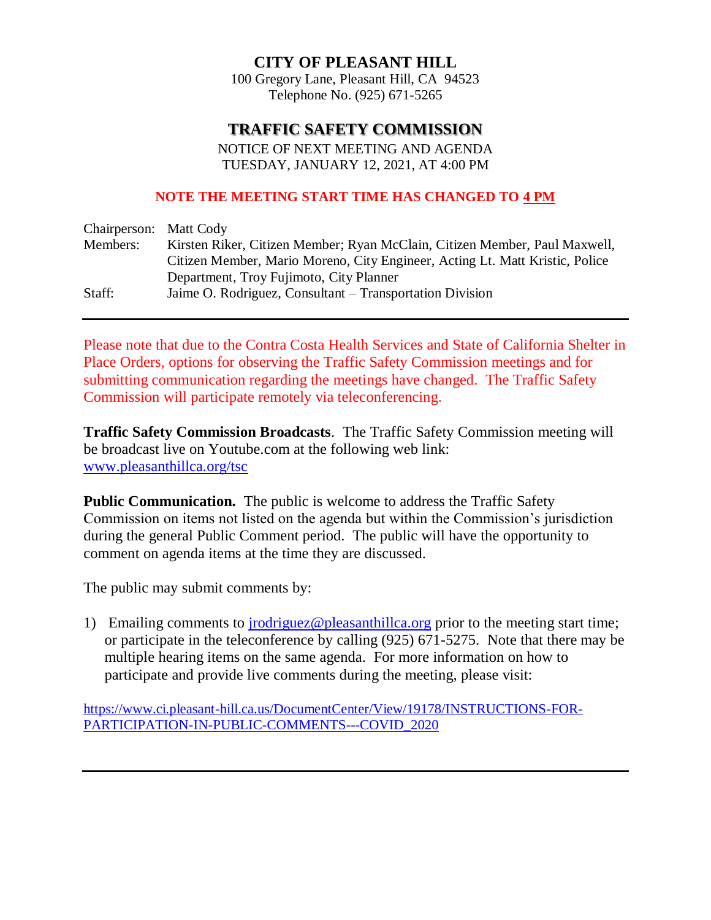# CITY OF PLEASANT HILL

100 Gregory Lane, Pleasant Hill, CA 94523
Telephone No. (925) 671-5265

## TRAFFIC SAFETY COMMISSION

NOTICE OF NEXT MEETING AND AGENDA
TUESDAY, JANUARY 12, 2021, AT 4:00 PM

**NOTE THE MEETING START TIME HAS CHANGED TO 4 PM**

Chairperson: Matt Cody
Members: Kirsten Riker, Citizen Member; Ryan McClain, Citizen Member, Paul Maxwell, Citizen Member, Mario Moreno, City Engineer, Acting Lt. Matt Kristic, Police Department, Troy Fujimoto, City Planner
Staff: Jaime O. Rodriguez, Consultant – Transportation Division

---

Please note that due to the Contra Costa Health Services and State of California Shelter in Place Orders, options for observing the Traffic Safety Commission meetings and for submitting communication regarding the meetings have changed. The Traffic Safety Commission will participate remotely via teleconferencing.

**Traffic Safety Commission Broadcasts**. The Traffic Safety Commission meeting will be broadcast live on Youtube.com at the following web link: www.pleasanthillca.org/tsc

**Public Communication.** The public is welcome to address the Traffic Safety Commission on items not listed on the agenda but within the Commission's jurisdiction during the general Public Comment period. The public will have the opportunity to comment on agenda items at the time they are discussed.

The public may submit comments by:

1) Emailing comments to jrodriguez@pleasanthillca.org prior to the meeting start time; or participate in the teleconference by calling (925) 671-5275. Note that there may be multiple hearing items on the same agenda. For more information on how to participate and provide live comments during the meeting, please visit:

https://www.ci.pleasant-hill.ca.us/DocumentCenter/View/19178/INSTRUCTIONS-FOR-PARTICIPATION-IN-PUBLIC-COMMENTS---COVID_2020

---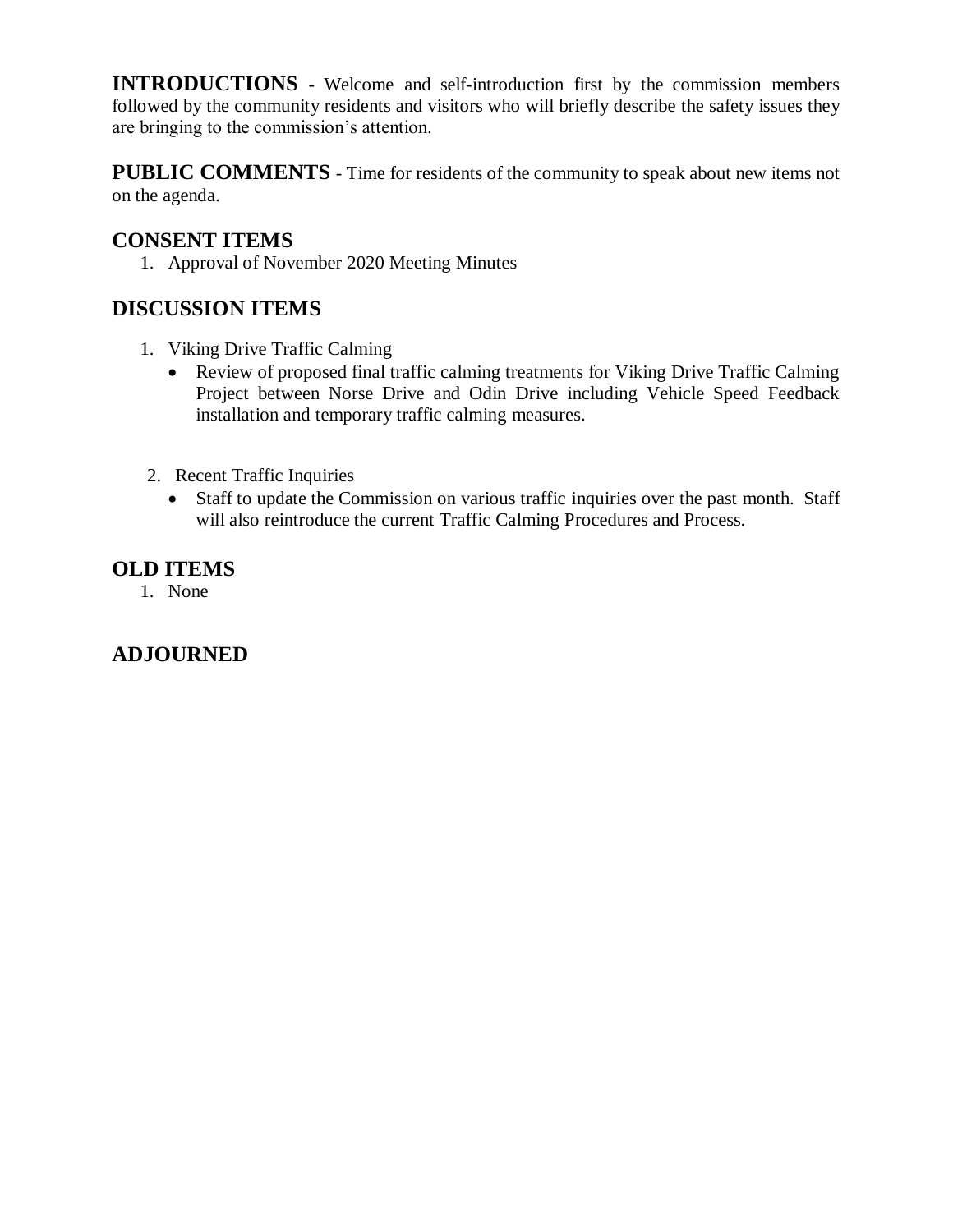**INTRODUCTIONS** - Welcome and self-introduction first by the commission members followed by the community residents and visitors who will briefly describe the safety issues they are bringing to the commission's attention.

**PUBLIC COMMENTS** - Time for residents of the community to speak about new items not on the agenda.

## CONSENT ITEMS

1. Approval of November 2020 Meeting Minutes

## DISCUSSION ITEMS

1. Viking Drive Traffic Calming
   - Review of proposed final traffic calming treatments for Viking Drive Traffic Calming Project between Norse Drive and Odin Drive including Vehicle Speed Feedback installation and temporary traffic calming measures.

2. Recent Traffic Inquiries
   - Staff to update the Commission on various traffic inquiries over the past month. Staff will also reintroduce the current Traffic Calming Procedures and Process.

## OLD ITEMS

1. None

## ADJOURNED